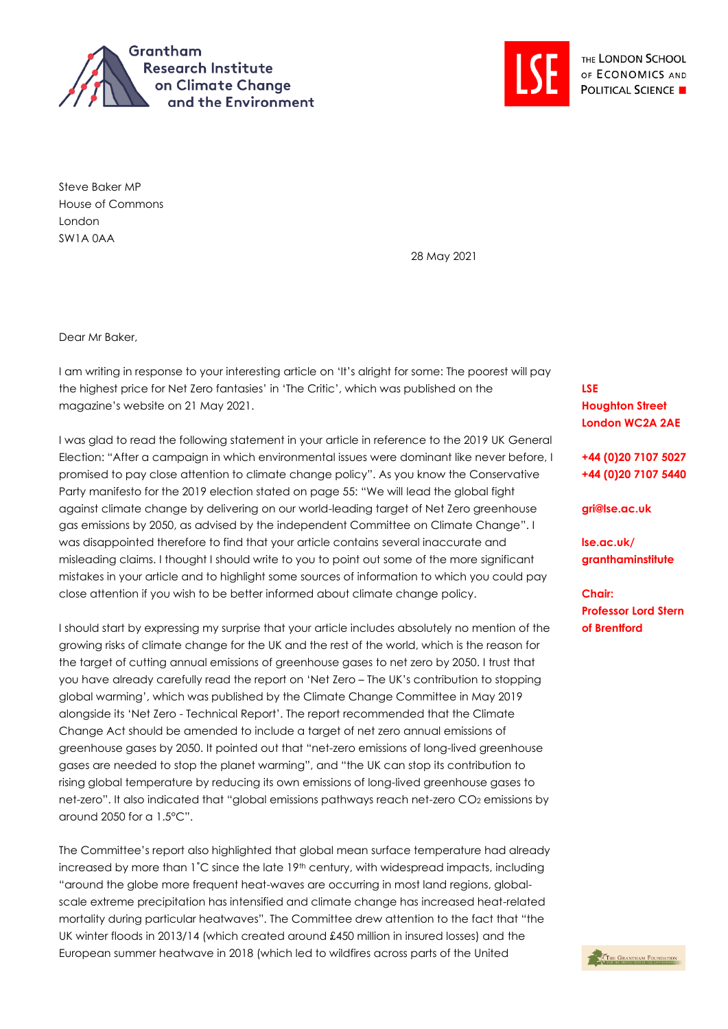Grantham Research Institute on Climate Change and the Environment

THE LONDON SCHOOL OF ECONOMICS AND POLITICAL SCIENCE

Steve Baker MP
House of Commons
London
SW1A 0AA

28 May 2021

**LSE**
**Houghton Street**
**London WC2A 2AE**

**+44 (0)20 7107 5027**
**+44 (0)20 7107 5440**

**gri@lse.ac.uk**

**lse.ac.uk/granthaminstitute**

**Chair:**
**Professor Lord Stern of Brentford**

Dear Mr Baker,

I am writing in response to your interesting article on 'It's alright for some: The poorest will pay the highest price for Net Zero fantasies' in 'The Critic', which was published on the magazine's website on 21 May 2021.

I was glad to read the following statement in your article in reference to the 2019 UK General Election: "After a campaign in which environmental issues were dominant like never before, I promised to pay close attention to climate change policy". As you know the Conservative Party manifesto for the 2019 election stated on page 55: "We will lead the global fight against climate change by delivering on our world-leading target of Net Zero greenhouse gas emissions by 2050, as advised by the independent Committee on Climate Change". I was disappointed therefore to find that your article contains several inaccurate and misleading claims. I thought I should write to you to point out some of the more significant mistakes in your article and to highlight some sources of information to which you could pay close attention if you wish to be better informed about climate change policy.

I should start by expressing my surprise that your article includes absolutely no mention of the growing risks of climate change for the UK and the rest of the world, which is the reason for the target of cutting annual emissions of greenhouse gases to net zero by 2050. I trust that you have already carefully read the report on 'Net Zero – The UK's contribution to stopping global warming', which was published by the Climate Change Committee in May 2019 alongside its 'Net Zero - Technical Report'. The report recommended that the Climate Change Act should be amended to include a target of net zero annual emissions of greenhouse gases by 2050. It pointed out that "net-zero emissions of long-lived greenhouse gases are needed to stop the planet warming", and "the UK can stop its contribution to rising global temperature by reducing its own emissions of long-lived greenhouse gases to net-zero". It also indicated that "global emissions pathways reach net-zero $CO_2$ emissions by around 2050 for a 1.5°C".

The Committee's report also highlighted that global mean surface temperature had already increased by more than 1˚C since the late 19th century, with widespread impacts, including "around the globe more frequent heat-waves are occurring in most land regions, global-scale extreme precipitation has intensified and climate change has increased heat-related mortality during particular heatwaves". The Committee drew attention to the fact that "the UK winter floods in 2013/14 (which created around £450 million in insured losses) and the European summer heatwave in 2018 (which led to wildfires across parts of the United

The Grantham Foundation for the Protection of the Environment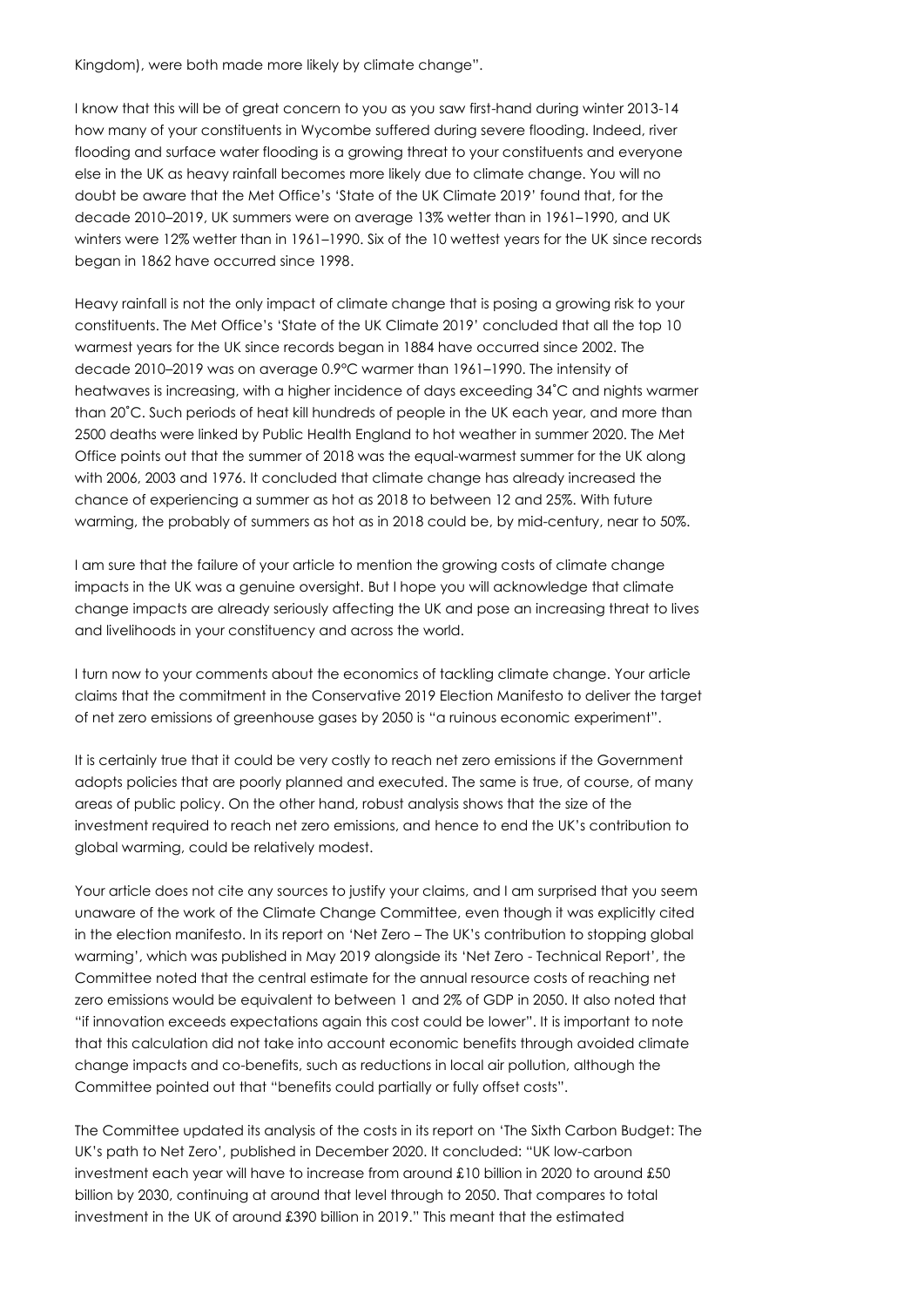Kingdom), were both made more likely by climate change".

I know that this will be of great concern to you as you saw first-hand during winter 2013-14 how many of your constituents in Wycombe suffered during severe flooding. Indeed, river flooding and surface water flooding is a growing threat to your constituents and everyone else in the UK as heavy rainfall becomes more likely due to climate change. You will no doubt be aware that the Met Office's 'State of the UK Climate 2019' found that, for the decade 2010–2019, UK summers were on average 13% wetter than in 1961–1990, and UK winters were 12% wetter than in 1961–1990. Six of the 10 wettest years for the UK since records began in 1862 have occurred since 1998.

Heavy rainfall is not the only impact of climate change that is posing a growing risk to your constituents. The Met Office's 'State of the UK Climate 2019' concluded that all the top 10 warmest years for the UK since records began in 1884 have occurred since 2002. The decade 2010–2019 was on average 0.9°C warmer than 1961–1990. The intensity of heatwaves is increasing, with a higher incidence of days exceeding 34˚C and nights warmer than 20˚C. Such periods of heat kill hundreds of people in the UK each year, and more than 2500 deaths were linked by Public Health England to hot weather in summer 2020. The Met Office points out that the summer of 2018 was the equal-warmest summer for the UK along with 2006, 2003 and 1976. It concluded that climate change has already increased the chance of experiencing a summer as hot as 2018 to between 12 and 25%. With future warming, the probably of summers as hot as in 2018 could be, by mid-century, near to 50%.

I am sure that the failure of your article to mention the growing costs of climate change impacts in the UK was a genuine oversight. But I hope you will acknowledge that climate change impacts are already seriously affecting the UK and pose an increasing threat to lives and livelihoods in your constituency and across the world.

I turn now to your comments about the economics of tackling climate change. Your article claims that the commitment in the Conservative 2019 Election Manifesto to deliver the target of net zero emissions of greenhouse gases by 2050 is "a ruinous economic experiment".

It is certainly true that it could be very costly to reach net zero emissions if the Government adopts policies that are poorly planned and executed. The same is true, of course, of many areas of public policy. On the other hand, robust analysis shows that the size of the investment required to reach net zero emissions, and hence to end the UK's contribution to global warming, could be relatively modest.

Your article does not cite any sources to justify your claims, and I am surprised that you seem unaware of the work of the Climate Change Committee, even though it was explicitly cited in the election manifesto. In its report on 'Net Zero – The UK's contribution to stopping global warming', which was published in May 2019 alongside its 'Net Zero - Technical Report', the Committee noted that the central estimate for the annual resource costs of reaching net zero emissions would be equivalent to between 1 and 2% of GDP in 2050. It also noted that "if innovation exceeds expectations again this cost could be lower". It is important to note that this calculation did not take into account economic benefits through avoided climate change impacts and co-benefits, such as reductions in local air pollution, although the Committee pointed out that "benefits could partially or fully offset costs".

The Committee updated its analysis of the costs in its report on 'The Sixth Carbon Budget: The UK's path to Net Zero', published in December 2020. It concluded: "UK low-carbon investment each year will have to increase from around £10 billion in 2020 to around £50 billion by 2030, continuing at around that level through to 2050. That compares to total investment in the UK of around £390 billion in 2019." This meant that the estimated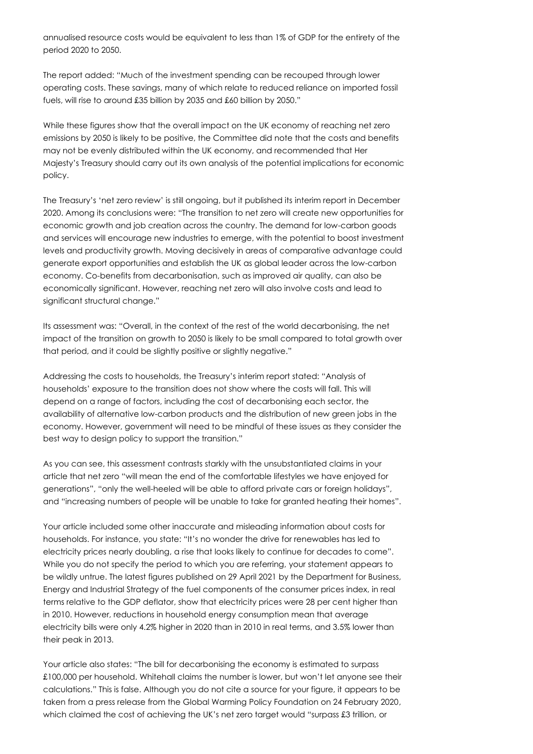annualised resource costs would be equivalent to less than 1% of GDP for the entirety of the period 2020 to 2050.

The report added: "Much of the investment spending can be recouped through lower operating costs. These savings, many of which relate to reduced reliance on imported fossil fuels, will rise to around £35 billion by 2035 and £60 billion by 2050."

While these figures show that the overall impact on the UK economy of reaching net zero emissions by 2050 is likely to be positive, the Committee did note that the costs and benefits may not be evenly distributed within the UK economy, and recommended that Her Majesty's Treasury should carry out its own analysis of the potential implications for economic policy.

The Treasury's 'net zero review' is still ongoing, but it published its interim report in December 2020. Among its conclusions were: "The transition to net zero will create new opportunities for economic growth and job creation across the country. The demand for low-carbon goods and services will encourage new industries to emerge, with the potential to boost investment levels and productivity growth. Moving decisively in areas of comparative advantage could generate export opportunities and establish the UK as global leader across the low-carbon economy. Co-benefits from decarbonisation, such as improved air quality, can also be economically significant. However, reaching net zero will also involve costs and lead to significant structural change."

Its assessment was: "Overall, in the context of the rest of the world decarbonising, the net impact of the transition on growth to 2050 is likely to be small compared to total growth over that period, and it could be slightly positive or slightly negative."

Addressing the costs to households, the Treasury's interim report stated: "Analysis of households' exposure to the transition does not show where the costs will fall. This will depend on a range of factors, including the cost of decarbonising each sector, the availability of alternative low-carbon products and the distribution of new green jobs in the economy. However, government will need to be mindful of these issues as they consider the best way to design policy to support the transition."

As you can see, this assessment contrasts starkly with the unsubstantiated claims in your article that net zero "will mean the end of the comfortable lifestyles we have enjoyed for generations", "only the well-heeled will be able to afford private cars or foreign holidays", and "increasing numbers of people will be unable to take for granted heating their homes".

Your article included some other inaccurate and misleading information about costs for households. For instance, you state: "It's no wonder the drive for renewables has led to electricity prices nearly doubling, a rise that looks likely to continue for decades to come". While you do not specify the period to which you are referring, your statement appears to be wildly untrue. The latest figures published on 29 April 2021 by the Department for Business, Energy and Industrial Strategy of the fuel components of the consumer prices index, in real terms relative to the GDP deflator, show that electricity prices were 28 per cent higher than in 2010. However, reductions in household energy consumption mean that average electricity bills were only 4.2% higher in 2020 than in 2010 in real terms, and 3.5% lower than their peak in 2013.

Your article also states: "The bill for decarbonising the economy is estimated to surpass £100,000 per household. Whitehall claims the number is lower, but won't let anyone see their calculations." This is false. Although you do not cite a source for your figure, it appears to be taken from a press release from the Global Warming Policy Foundation on 24 February 2020, which claimed the cost of achieving the UK's net zero target would "surpass £3 trillion, or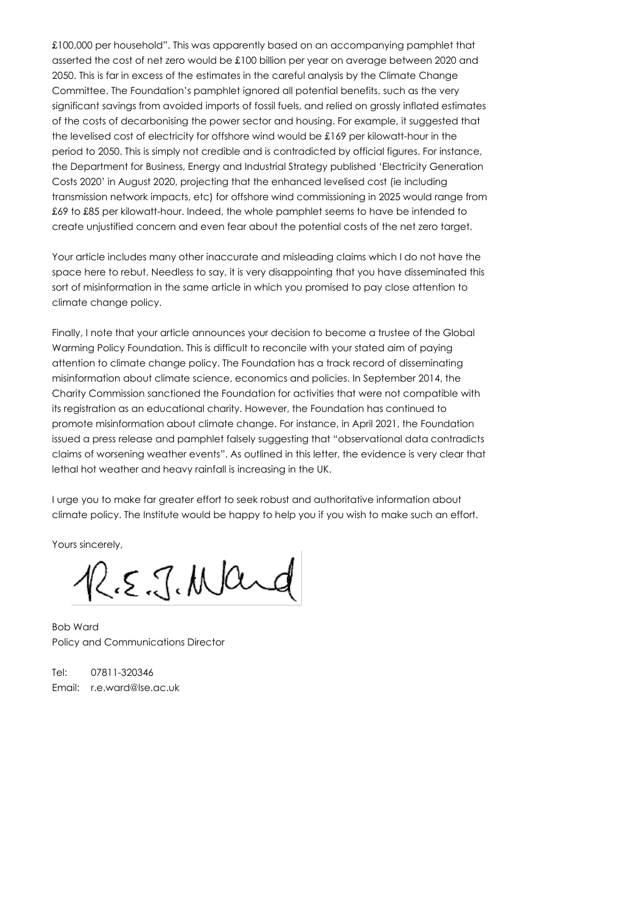£100,000 per household". This was apparently based on an accompanying pamphlet that asserted the cost of net zero would be £100 billion per year on average between 2020 and 2050. This is far in excess of the estimates in the careful analysis by the Climate Change Committee. The Foundation's pamphlet ignored all potential benefits, such as the very significant savings from avoided imports of fossil fuels, and relied on grossly inflated estimates of the costs of decarbonising the power sector and housing. For example, it suggested that the levelised cost of electricity for offshore wind would be £169 per kilowatt-hour in the period to 2050. This is simply not credible and is contradicted by official figures. For instance, the Department for Business, Energy and Industrial Strategy published 'Electricity Generation Costs 2020' in August 2020, projecting that the enhanced levelised cost (ie including transmission network impacts, etc) for offshore wind commissioning in 2025 would range from £69 to £85 per kilowatt-hour. Indeed, the whole pamphlet seems to have be intended to create unjustified concern and even fear about the potential costs of the net zero target.

Your article includes many other inaccurate and misleading claims which I do not have the space here to rebut. Needless to say, it is very disappointing that you have disseminated this sort of misinformation in the same article in which you promised to pay close attention to climate change policy.

Finally, I note that your article announces your decision to become a trustee of the Global Warming Policy Foundation. This is difficult to reconcile with your stated aim of paying attention to climate change policy. The Foundation has a track record of disseminating misinformation about climate science, economics and policies. In September 2014, the Charity Commission sanctioned the Foundation for activities that were not compatible with its registration as an educational charity. However, the Foundation has continued to promote misinformation about climate change. For instance, in April 2021, the Foundation issued a press release and pamphlet falsely suggesting that "observational data contradicts claims of worsening weather events". As outlined in this letter, the evidence is very clear that lethal hot weather and heavy rainfall is increasing in the UK.

I urge you to make far greater effort to seek robust and authoritative information about climate policy. The Institute would be happy to help you if you wish to make such an effort.

Yours sincerely,

R.E.J. Ward

Bob Ward
Policy and Communications Director

Tel: 07811-320346
Email: r.e.ward@lse.ac.uk